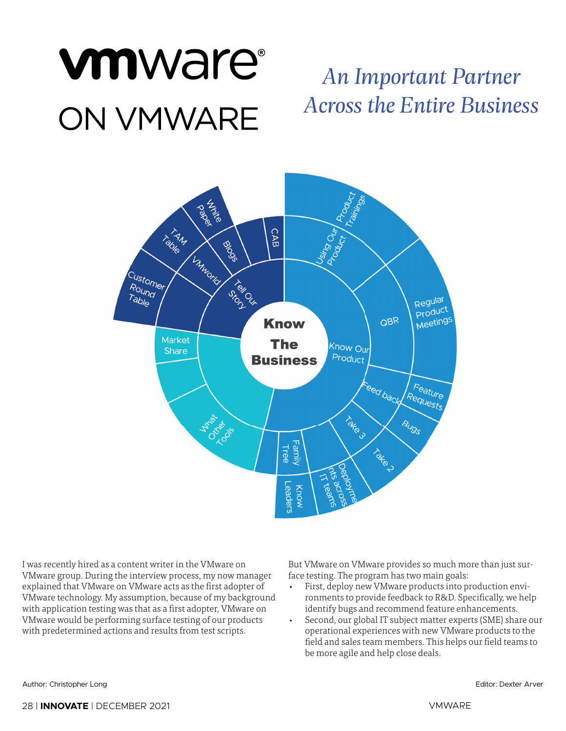# vmware ON VMWARE

## *An Important Partner Across the Entire Business*

I was recently hired as a content writer in the VMware on VMware group. During the interview process, my now manager explained that VMware on VMware acts as the first adopter of VMware technology. My assumption, because of my background with application testing was that as a first adopter, VMware on VMware would be performing surface testing of our products with predetermined actions and results from test scripts.

But VMware on VMware provides so much more than just surface testing. The program has two main goals:

- First, deploy new VMware products into production environments to provide feedback to R&D. Specifically, we help identify bugs and recommend feature enhancements.
- Second, our global IT subject matter experts (SME) share our operational experiences with new VMware products to the field and sales team members. This helps our field teams to be more agile and help close deals.

Author: Christopher Long

Editor: Dexter Arver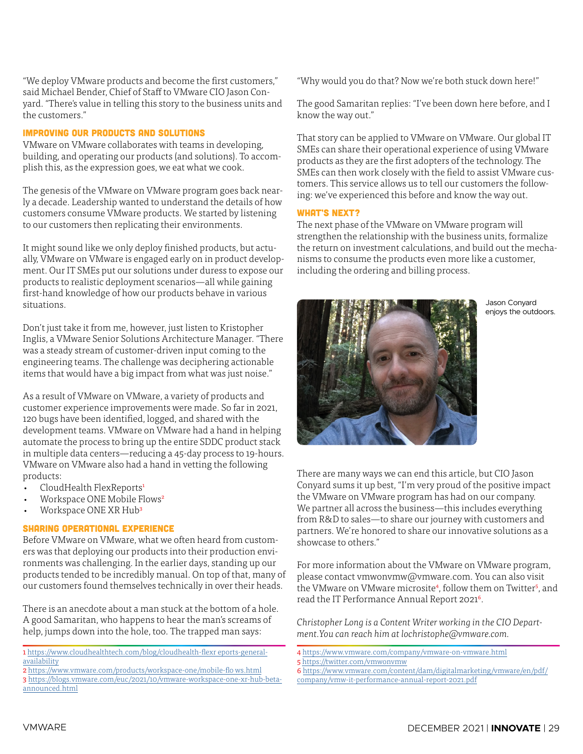"We deploy VMware products and become the first customers," said Michael Bender, Chief of Staff to VMware CIO Jason Conyard. "There's value in telling this story to the business units and the customers."

## IMPROVING OUR PRODUCTS AND SOLUTIONS

VMware on VMware collaborates with teams in developing, building, and operating our products (and solutions). To accomplish this, as the expression goes, we eat what we cook.

The genesis of the VMware on VMware program goes back nearly a decade. Leadership wanted to understand the details of how customers consume VMware products. We started by listening to our customers then replicating their environments.

It might sound like we only deploy finished products, but actually, VMware on VMware is engaged early on in product development. Our IT SMEs put our solutions under duress to expose our products to realistic deployment scenarios—all while gaining first-hand knowledge of how our products behave in various situations.

Don't just take it from me, however, just listen to Kristopher Inglis, a VMware Senior Solutions Architecture Manager. "There was a steady stream of customer-driven input coming to the engineering teams. The challenge was deciphering actionable items that would have a big impact from what was just noise."

As a result of VMware on VMware, a variety of products and customer experience improvements were made. So far in 2021, 120 bugs have been identified, logged, and shared with the development teams. VMware on VMware had a hand in helping automate the process to bring up the entire SDDC product stack in multiple data centers—reducing a 45-day process to 19-hours. VMware on VMware also had a hand in vetting the following products:

- CloudHealth FlexReports[1]
- Workspace ONE Mobile Flows[2]
- Workspace ONE XR Hub[3]

## SHARING OPERATIONAL EXPERIENCE

Before VMware on VMware, what we often heard from customers was that deploying our products into their production environments was challenging. In the earlier days, standing up our products tended to be incredibly manual. On top of that, many of our customers found themselves technically in over their heads.

There is an anecdote about a man stuck at the bottom of a hole. A good Samaritan, who happens to hear the man's screams of help, jumps down into the hole, too. The trapped man says:

"Why would you do that? Now we're both stuck down here!"

The good Samaritan replies: "I've been down here before, and I know the way out."

That story can be applied to VMware on VMware. Our global IT SMEs can share their operational experience of using VMware products as they are the first adopters of the technology. The SMEs can then work closely with the field to assist VMware customers. This service allows us to tell our customers the following: we've experienced this before and know the way out.

## WHAT'S NEXT?

The next phase of the VMware on VMware program will strengthen the relationship with the business units, formalize the return on investment calculations, and build out the mechanisms to consume the products even more like a customer, including the ordering and billing process.

Jason Conyard enjoys the outdoors.

There are many ways we can end this article, but CIO Jason Conyard sums it up best, "I'm very proud of the positive impact the VMware on VMware program has had on our company. We partner all across the business—this includes everything from R&D to sales—to share our journey with customers and partners. We're honored to share our innovative solutions as a showcase to others."

For more information about the VMware on VMware program, please contact vmwonvmw@vmware.com. You can also visit the VMware on VMware microsite[4], follow them on Twitter[5], and read the IT Performance Annual Report 2021[6].

*Christopher Long is a Content Writer working in the CIO Department. You can reach him at lochristophe@vmware.com.*

---

1 https://www.cloudhealthtech.com/blog/cloudhealth-flexr eports-general-availability
2 https://www.vmware.com/products/workspace-one/mobile-flo ws.html
3 https://blogs.vmware.com/euc/2021/10/vmware-workspace-one-xr-hub-beta-announced.html
4 https://www.vmware.com/company/vmware-on-vmware.html
5 https://twitter.com/vmwonvmw
6 https://www.vmware.com/content/dam/digitalmarketing/vmware/en/pdf/company/vmw-it-performance-annual-report-2021.pdf